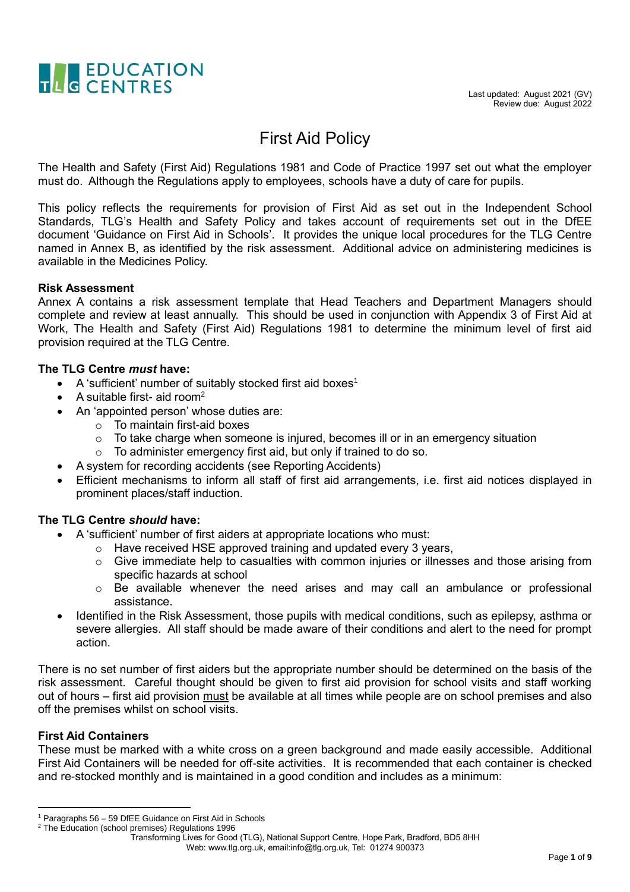Last updated: August 2021 (GV)
Review due: August 2022

# First Aid Policy

The Health and Safety (First Aid) Regulations 1981 and Code of Practice 1997 set out what the employer must do. Although the Regulations apply to employees, schools have a duty of care for pupils.

This policy reflects the requirements for provision of First Aid as set out in the Independent School Standards, TLG's Health and Safety Policy and takes account of requirements set out in the DfEE document 'Guidance on First Aid in Schools'. It provides the unique local procedures for the TLG Centre named in Annex B, as identified by the risk assessment. Additional advice on administering medicines is available in the Medicines Policy.

**Risk Assessment**
Annex A contains a risk assessment template that Head Teachers and Department Managers should complete and review at least annually. This should be used in conjunction with Appendix 3 of First Aid at Work, The Health and Safety (First Aid) Regulations 1981 to determine the minimum level of first aid provision required at the TLG Centre.

**The TLG Centre *must* have:**

- A 'sufficient' number of suitably stocked first aid boxes[1]
- A suitable first- aid room[2]
- An 'appointed person' whose duties are:
  - To maintain first-aid boxes
  - To take charge when someone is injured, becomes ill or in an emergency situation
  - To administer emergency first aid, but only if trained to do so.
- A system for recording accidents (see Reporting Accidents)
- Efficient mechanisms to inform all staff of first aid arrangements, i.e. first aid notices displayed in prominent places/staff induction.

**The TLG Centre *should* have:**

- A 'sufficient' number of first aiders at appropriate locations who must:
  - Have received HSE approved training and updated every 3 years,
  - Give immediate help to casualties with common injuries or illnesses and those arising from specific hazards at school
  - Be available whenever the need arises and may call an ambulance or professional assistance.
- Identified in the Risk Assessment, those pupils with medical conditions, such as epilepsy, asthma or severe allergies. All staff should be made aware of their conditions and alert to the need for prompt action.

There is no set number of first aiders but the appropriate number should be determined on the basis of the risk assessment. Careful thought should be given to first aid provision for school visits and staff working out of hours – first aid provision <u>must</u> be available at all times while people are on school premises and also off the premises whilst on school visits.

**First Aid Containers**
These must be marked with a white cross on a green background and made easily accessible. Additional First Aid Containers will be needed for off-site activities. It is recommended that each container is checked and re-stocked monthly and is maintained in a good condition and includes as a minimum:

[1] Paragraphs 56 – 59 DfEE Guidance on First Aid in Schools
[2] The Education (school premises) Regulations 1996

Transforming Lives for Good (TLG), National Support Centre, Hope Park, Bradford, BD5 8HH
Web: www.tlg.org.uk, email:info@tlg.org.uk, Tel: 01274 900373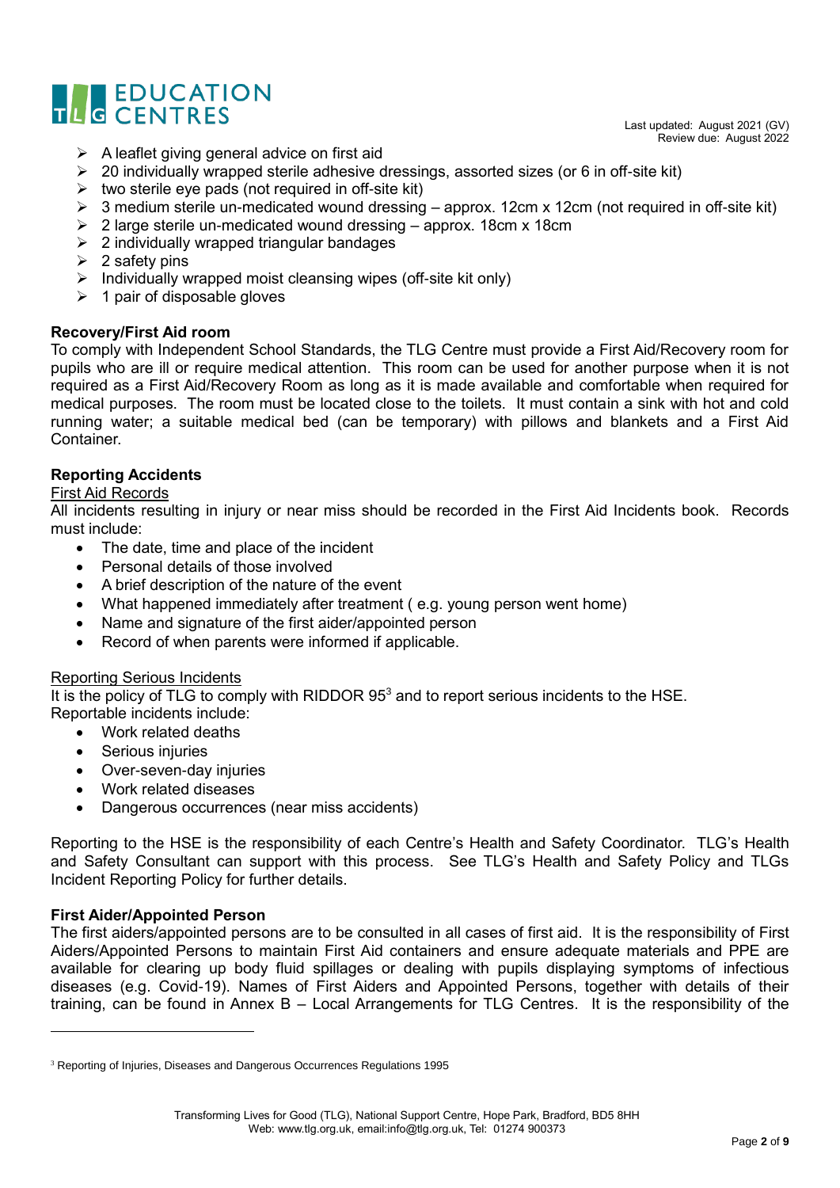- A leaflet giving general advice on first aid
- 20 individually wrapped sterile adhesive dressings, assorted sizes (or 6 in off-site kit)
- two sterile eye pads (not required in off-site kit)
- 3 medium sterile un-medicated wound dressing – approx. 12cm x 12cm (not required in off-site kit)
- 2 large sterile un-medicated wound dressing – approx. 18cm x 18cm
- 2 individually wrapped triangular bandages
- 2 safety pins
- Individually wrapped moist cleansing wipes (off-site kit only)
- 1 pair of disposable gloves

**Recovery/First Aid room**

To comply with Independent School Standards, the TLG Centre must provide a First Aid/Recovery room for pupils who are ill or require medical attention. This room can be used for another purpose when it is not required as a First Aid/Recovery Room as long as it is made available and comfortable when required for medical purposes. The room must be located close to the toilets. It must contain a sink with hot and cold running water; a suitable medical bed (can be temporary) with pillows and blankets and a First Aid Container.

**Reporting Accidents**

First Aid Records

All incidents resulting in injury or near miss should be recorded in the First Aid Incidents book. Records must include:

- The date, time and place of the incident
- Personal details of those involved
- A brief description of the nature of the event
- What happened immediately after treatment ( e.g. young person went home)
- Name and signature of the first aider/appointed person
- Record of when parents were informed if applicable.

Reporting Serious Incidents

It is the policy of TLG to comply with RIDDOR 95[3] and to report serious incidents to the HSE.
Reportable incidents include:

- Work related deaths
- Serious injuries
- Over-seven-day injuries
- Work related diseases
- Dangerous occurrences (near miss accidents)

Reporting to the HSE is the responsibility of each Centre's Health and Safety Coordinator. TLG's Health and Safety Consultant can support with this process. See TLG's Health and Safety Policy and TLGs Incident Reporting Policy for further details.

**First Aider/Appointed Person**

The first aiders/appointed persons are to be consulted in all cases of first aid. It is the responsibility of First Aiders/Appointed Persons to maintain First Aid containers and ensure adequate materials and PPE are available for clearing up body fluid spillages or dealing with pupils displaying symptoms of infectious diseases (e.g. Covid-19). Names of First Aiders and Appointed Persons, together with details of their training, can be found in Annex B – Local Arrangements for TLG Centres. It is the responsibility of the

[3] Reporting of Injuries, Diseases and Dangerous Occurrences Regulations 1995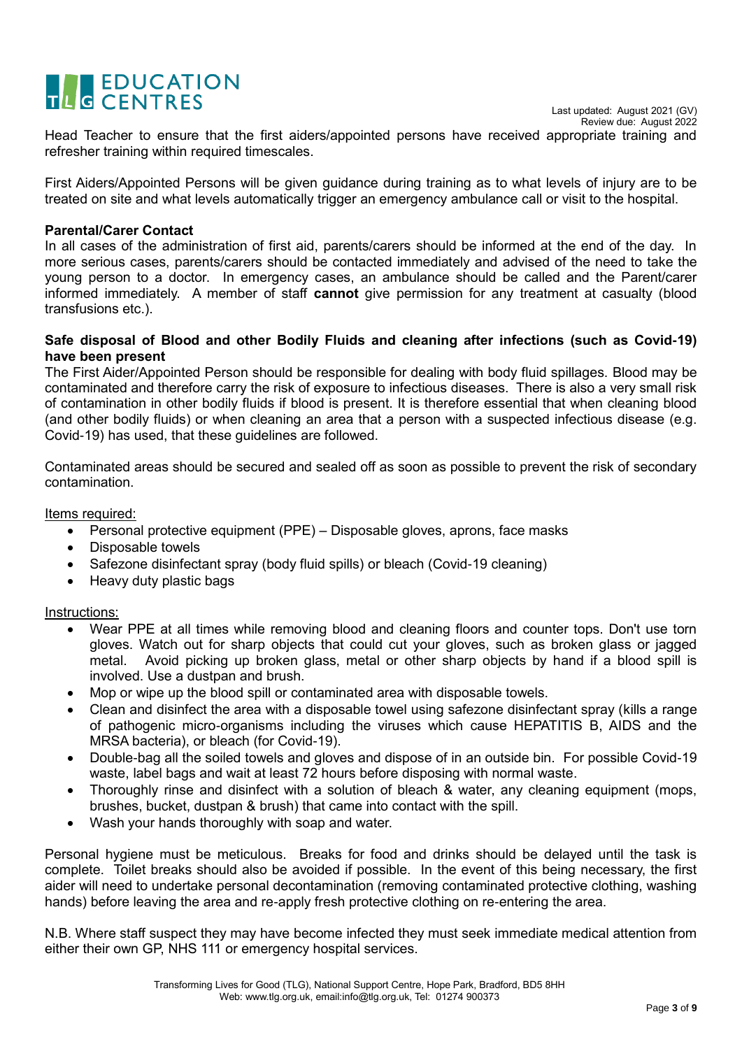Head Teacher to ensure that the first aiders/appointed persons have received appropriate training and refresher training within required timescales.

First Aiders/Appointed Persons will be given guidance during training as to what levels of injury are to be treated on site and what levels automatically trigger an emergency ambulance call or visit to the hospital.

**Parental/Carer Contact**

In all cases of the administration of first aid, parents/carers should be informed at the end of the day. In more serious cases, parents/carers should be contacted immediately and advised of the need to take the young person to a doctor. In emergency cases, an ambulance should be called and the Parent/carer informed immediately. A member of staff **cannot** give permission for any treatment at casualty (blood transfusions etc.).

**Safe disposal of Blood and other Bodily Fluids and cleaning after infections (such as Covid-19) have been present**

The First Aider/Appointed Person should be responsible for dealing with body fluid spillages. Blood may be contaminated and therefore carry the risk of exposure to infectious diseases. There is also a very small risk of contamination in other bodily fluids if blood is present. It is therefore essential that when cleaning blood (and other bodily fluids) or when cleaning an area that a person with a suspected infectious disease (e.g. Covid-19) has used, that these guidelines are followed.

Contaminated areas should be secured and sealed off as soon as possible to prevent the risk of secondary contamination.

<u>Items required:</u>

- Personal protective equipment (PPE) – Disposable gloves, aprons, face masks
- Disposable towels
- Safezone disinfectant spray (body fluid spills) or bleach (Covid-19 cleaning)
- Heavy duty plastic bags

<u>Instructions:</u>

- Wear PPE at all times while removing blood and cleaning floors and counter tops. Don't use torn gloves. Watch out for sharp objects that could cut your gloves, such as broken glass or jagged metal. Avoid picking up broken glass, metal or other sharp objects by hand if a blood spill is involved. Use a dustpan and brush.
- Mop or wipe up the blood spill or contaminated area with disposable towels.
- Clean and disinfect the area with a disposable towel using safezone disinfectant spray (kills a range of pathogenic micro-organisms including the viruses which cause HEPATITIS B, AIDS and the MRSA bacteria), or bleach (for Covid-19).
- Double-bag all the soiled towels and gloves and dispose of in an outside bin. For possible Covid-19 waste, label bags and wait at least 72 hours before disposing with normal waste.
- Thoroughly rinse and disinfect with a solution of bleach & water, any cleaning equipment (mops, brushes, bucket, dustpan & brush) that came into contact with the spill.
- Wash your hands thoroughly with soap and water.

Personal hygiene must be meticulous. Breaks for food and drinks should be delayed until the task is complete. Toilet breaks should also be avoided if possible. In the event of this being necessary, the first aider will need to undertake personal decontamination (removing contaminated protective clothing, washing hands) before leaving the area and re-apply fresh protective clothing on re-entering the area.

N.B. Where staff suspect they may have become infected they must seek immediate medical attention from either their own GP, NHS 111 or emergency hospital services.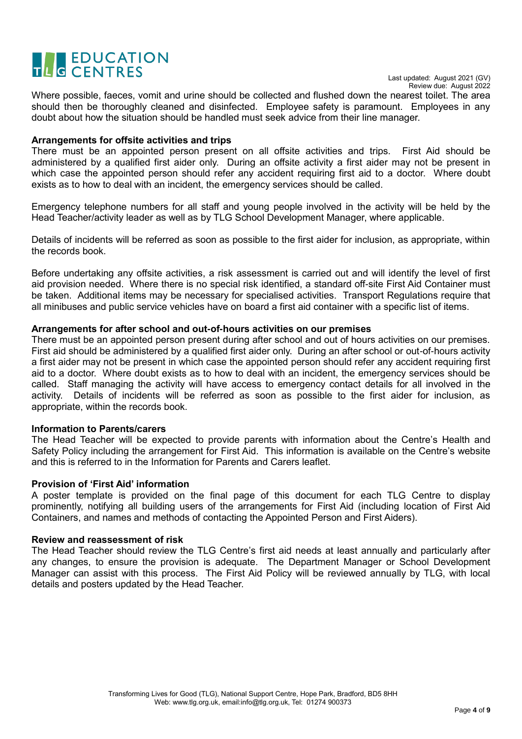Where possible, faeces, vomit and urine should be collected and flushed down the nearest toilet. The area should then be thoroughly cleaned and disinfected. Employee safety is paramount. Employees in any doubt about how the situation should be handled must seek advice from their line manager.

**Arrangements for offsite activities and trips**

There must be an appointed person present on all offsite activities and trips. First Aid should be administered by a qualified first aider only. During an offsite activity a first aider may not be present in which case the appointed person should refer any accident requiring first aid to a doctor. Where doubt exists as to how to deal with an incident, the emergency services should be called.

Emergency telephone numbers for all staff and young people involved in the activity will be held by the Head Teacher/activity leader as well as by TLG School Development Manager, where applicable.

Details of incidents will be referred as soon as possible to the first aider for inclusion, as appropriate, within the records book.

Before undertaking any offsite activities, a risk assessment is carried out and will identify the level of first aid provision needed. Where there is no special risk identified, a standard off-site First Aid Container must be taken. Additional items may be necessary for specialised activities. Transport Regulations require that all minibuses and public service vehicles have on board a first aid container with a specific list of items.

**Arrangements for after school and out-of-hours activities on our premises**

There must be an appointed person present during after school and out of hours activities on our premises. First aid should be administered by a qualified first aider only. During an after school or out-of-hours activity a first aider may not be present in which case the appointed person should refer any accident requiring first aid to a doctor. Where doubt exists as to how to deal with an incident, the emergency services should be called. Staff managing the activity will have access to emergency contact details for all involved in the activity. Details of incidents will be referred as soon as possible to the first aider for inclusion, as appropriate, within the records book.

**Information to Parents/carers**

The Head Teacher will be expected to provide parents with information about the Centre's Health and Safety Policy including the arrangement for First Aid. This information is available on the Centre's website and this is referred to in the Information for Parents and Carers leaflet.

**Provision of 'First Aid' information**

A poster template is provided on the final page of this document for each TLG Centre to display prominently, notifying all building users of the arrangements for First Aid (including location of First Aid Containers, and names and methods of contacting the Appointed Person and First Aiders).

**Review and reassessment of risk**

The Head Teacher should review the TLG Centre's first aid needs at least annually and particularly after any changes, to ensure the provision is adequate. The Department Manager or School Development Manager can assist with this process. The First Aid Policy will be reviewed annually by TLG, with local details and posters updated by the Head Teacher.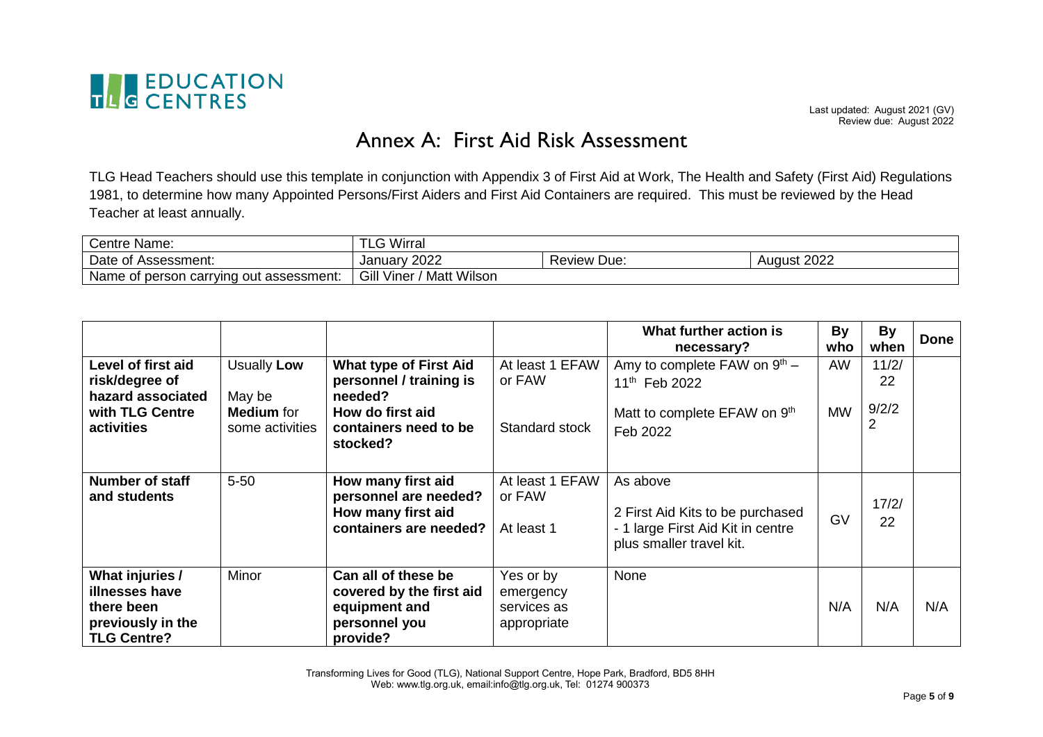EDUCATION CENTRES

Last updated: August 2021 (GV)
Review due: August 2022

# Annex A: First Aid Risk Assessment

TLG Head Teachers should use this template in conjunction with Appendix 3 of First Aid at Work, The Health and Safety (First Aid) Regulations 1981, to determine how many Appointed Persons/First Aiders and First Aid Containers are required. This must be reviewed by the Head Teacher at least annually.

| Centre Name: | TLG Wirral | | |
|---|---|---|---|
| Date of Assessment: | January 2022 | Review Due: | August 2022 |
| Name of person carrying out assessment: | Gill Viner / Matt Wilson | | |

| | | | | What further action is necessary? | By who | By when | Done |
|---|---|---|---|---|---|---|---|
| **Level of first aid risk/degree of hazard associated with TLG Centre activities** | Usually **Low**<br>May be **Medium** for some activities | **What type of First Aid personnel / training is needed?**<br>**How do first aid containers need to be stocked?** | At least 1 EFAW or FAW<br>Standard stock | Amy to complete FAW on 9th – 11th Feb 2022<br>Matt to complete EFAW on 9th Feb 2022 | AW<br>MW | 11/2/22<br>9/2/22 | |
| **Number of staff and students** | 5-50 | **How many first aid personnel are needed?**<br>**How many first aid containers are needed?** | At least 1 EFAW or FAW<br>At least 1 | As above<br>2 First Aid Kits to be purchased - 1 large First Aid Kit in centre plus smaller travel kit. | GV | 17/2/22 | |
| **What injuries / illnesses have there been previously in the TLG Centre?** | Minor | **Can all of these be covered by the first aid equipment and personnel you provide?** | Yes or by emergency services as appropriate | None | N/A | N/A | N/A |

Transforming Lives for Good (TLG), National Support Centre, Hope Park, Bradford, BD5 8HH
Web: www.tlg.org.uk, email:info@tlg.org.uk, Tel: 01274 900373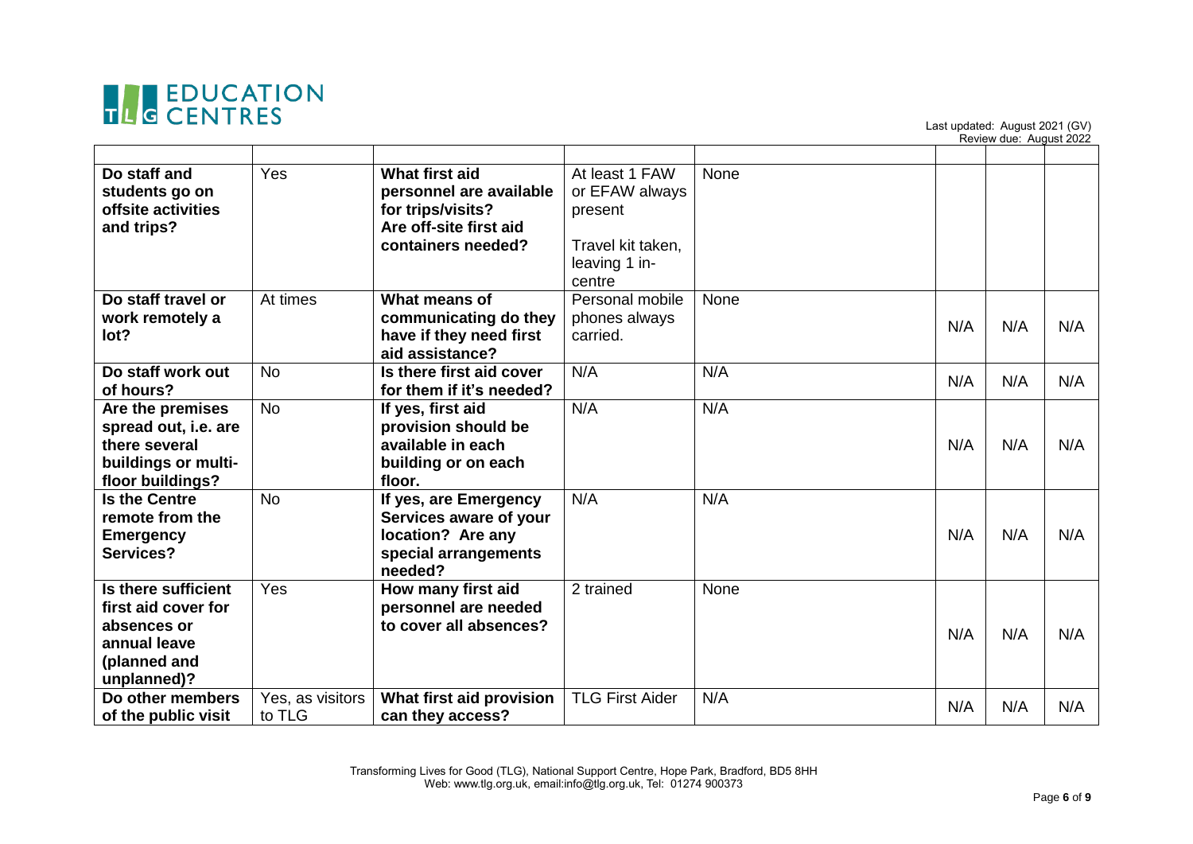| | | | | | | | |
|---|---|---|---|---|---|---|---|
| **Do staff and students go on offsite activities and trips?** | Yes | **What first aid personnel are available for trips/visits? Are off-site first aid containers needed?** | At least 1 FAW or EFAW always present<br><br>Travel kit taken, leaving 1 in-centre | None | | | |
| **Do staff travel or work remotely a lot?** | At times | **What means of communicating do they have if they need first aid assistance?** | Personal mobile phones always carried. | None | N/A | N/A | N/A |
| **Do staff work out of hours?** | No | **Is there first aid cover for them if it's needed?** | N/A | N/A | N/A | N/A | N/A |
| **Are the premises spread out, i.e. are there several buildings or multi-floor buildings?** | No | **If yes, first aid provision should be available in each building or on each floor.** | N/A | N/A | N/A | N/A | N/A |
| **Is the Centre remote from the Emergency Services?** | No | **If yes, are Emergency Services aware of your location? Are any special arrangements needed?** | N/A | N/A | N/A | N/A | N/A |
| **Is there sufficient first aid cover for absences or annual leave (planned and unplanned)?** | Yes | **How many first aid personnel are needed to cover all absences?** | 2 trained | None | N/A | N/A | N/A |
| **Do other members of the public visit** | Yes, as visitors to TLG | **What first aid provision can they access?** | TLG First Aider | N/A | N/A | N/A | N/A |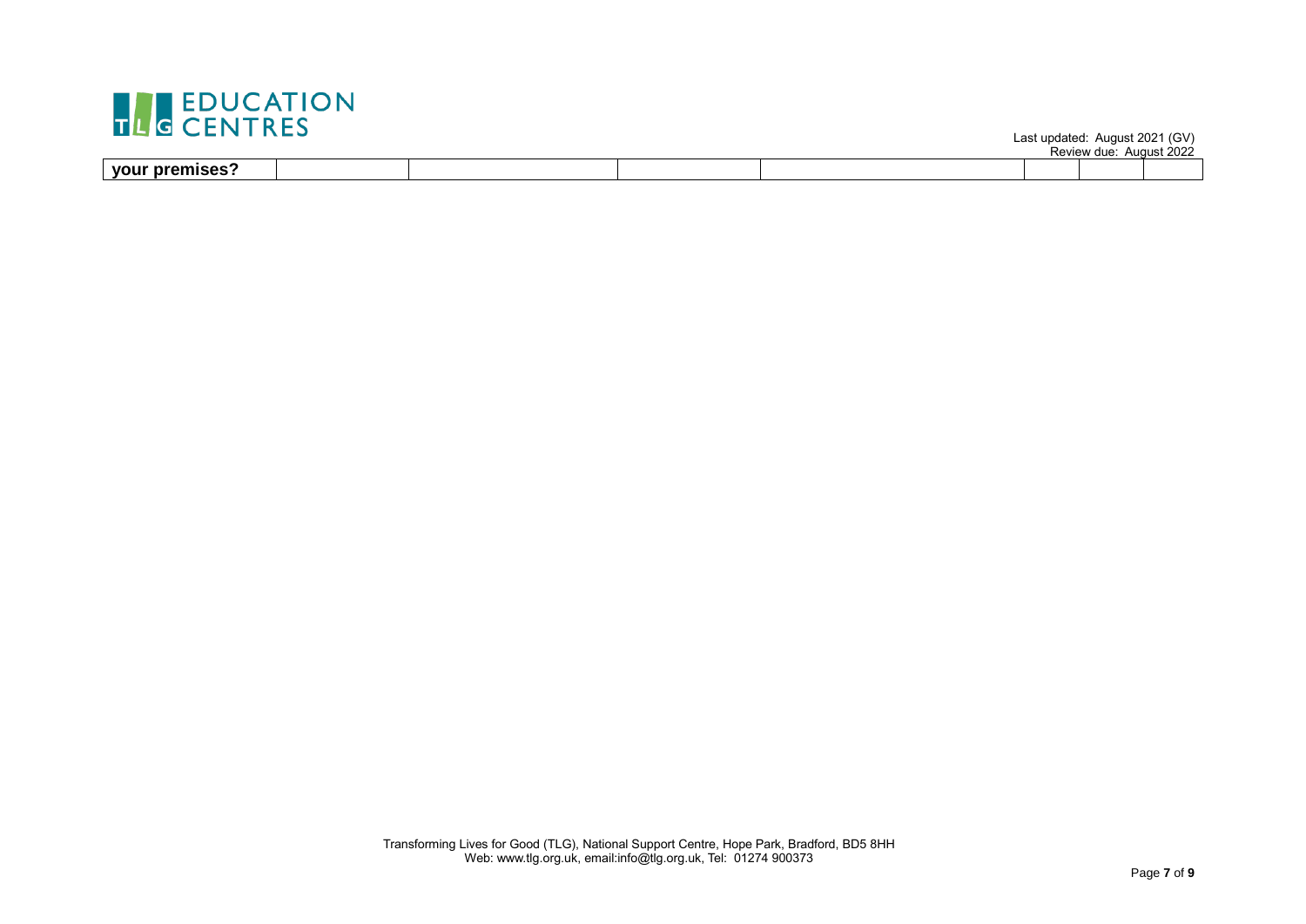| **your premises?** | | | | | | | |
|---|---|---|---|---|---|---|---|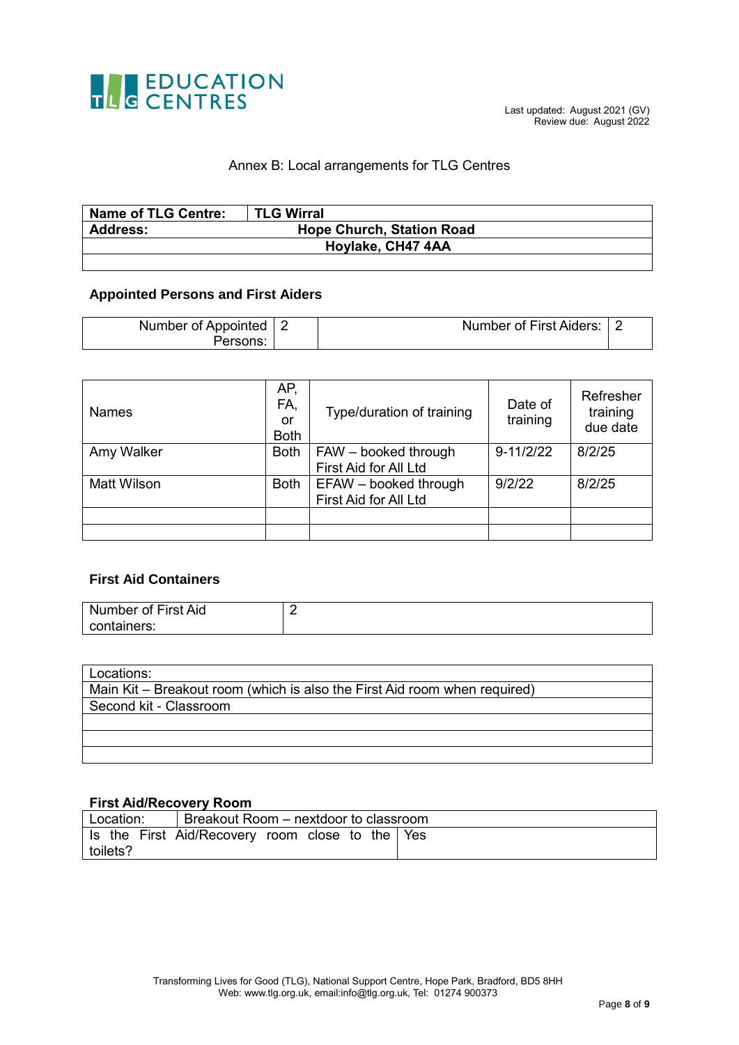Last updated: August 2021 (GV)
Review due: August 2022

## Annex B: Local arrangements for TLG Centres

| **Name of TLG Centre:** | **TLG Wirral** |
|---|---|
| **Address:** | **Hope Church, Station Road** |
| | **Hoylake, CH47 4AA** |
| | |

### Appointed Persons and First Aiders

| Number of Appointed Persons: | 2 | Number of First Aiders: | 2 |
|---|---|---|---|

| Names | AP, FA, or Both | Type/duration of training | Date of training | Refresher training due date |
|---|---|---|---|---|
| Amy Walker | Both | FAW – booked through First Aid for All Ltd | 9-11/2/22 | 8/2/25 |
| Matt Wilson | Both | EFAW – booked through First Aid for All Ltd | 9/2/22 | 8/2/25 |
| | | | | |
| | | | | |

### First Aid Containers

| Number of First Aid containers: | 2 |
|---|---|

| Locations: |
|---|
| Main Kit – Breakout room (which is also the First Aid room when required) |
| Second kit - Classroom |
| |
| |
| |

### First Aid/Recovery Room

| Location: | Breakout Room – nextdoor to classroom |
|---|---|
| Is the First Aid/Recovery room close to the toilets? | Yes |

Transforming Lives for Good (TLG), National Support Centre, Hope Park, Bradford, BD5 8HH
Web: www.tlg.org.uk, email:info@tlg.org.uk, Tel: 01274 900373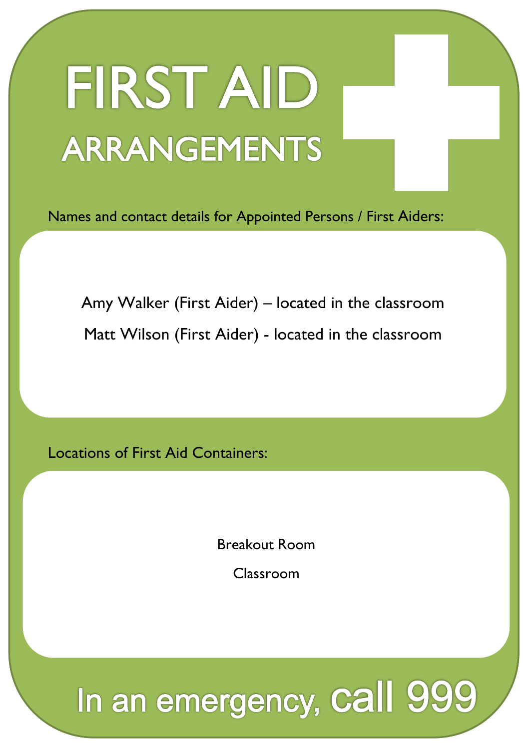# FIRST AID

## ARRANGEMENTS

Names and contact details for Appointed Persons / First Aiders:

Amy Walker (First Aider) – located in the classroom

Matt Wilson (First Aider) - located in the classroom

Locations of First Aid Containers:

Breakout Room

Classroom

**In an emergency, call 999**